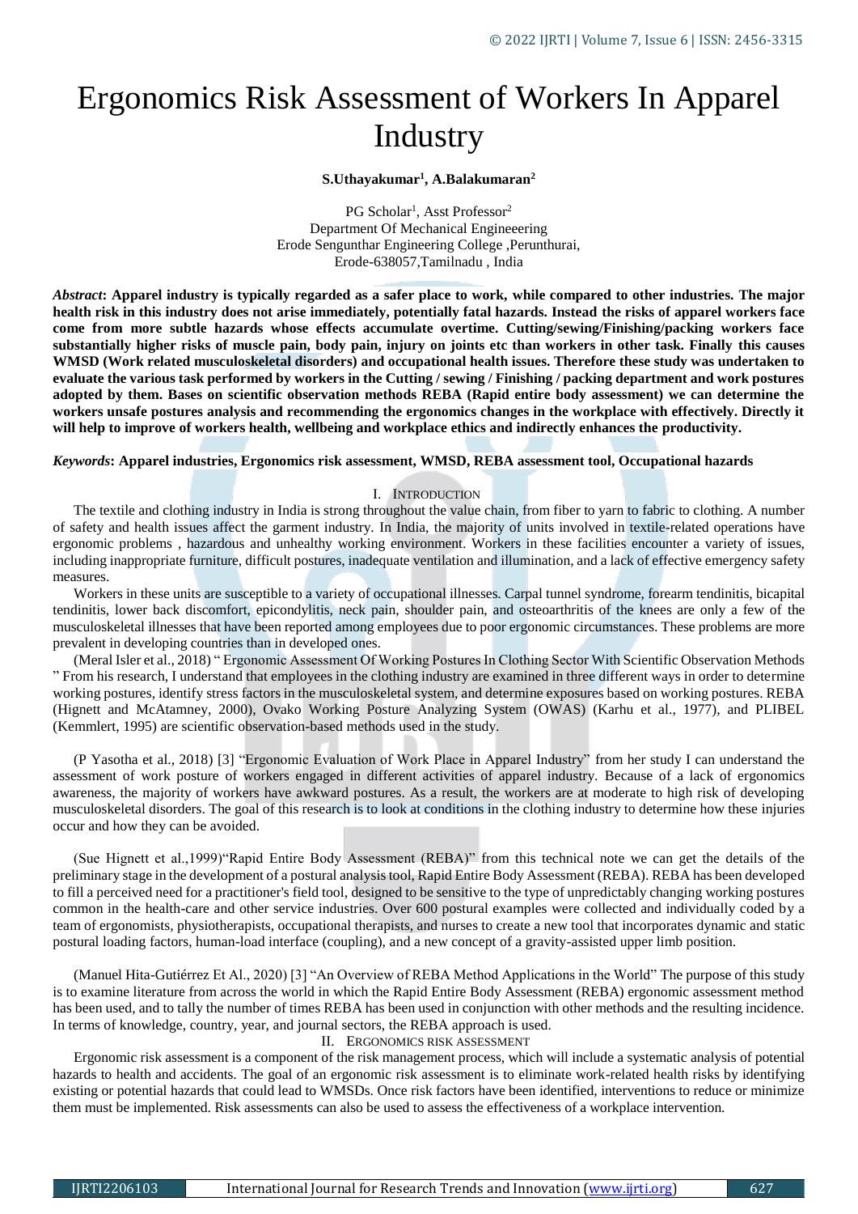# Ergonomics Risk Assessment of Workers In Apparel Industry

**S.Uthayakumar[1], A.Balakumaran[2]**

PG Scholar[1], Asst Professor[2]
Department Of Mechanical Engineeering
Erode Sengunthar Engineering College ,Perunthurai,
Erode-638057,Tamilnadu , India

***Abstract*: Apparel industry is typically regarded as a safer place to work, while compared to other industries. The major health risk in this industry does not arise immediately, potentially fatal hazards. Instead the risks of apparel workers face come from more subtle hazards whose effects accumulate overtime. Cutting/sewing/Finishing/packing workers face substantially higher risks of muscle pain, body pain, injury on joints etc than workers in other task. Finally this causes WMSD (Work related musculoskeletal disorders) and occupational health issues. Therefore these study was undertaken to evaluate the various task performed by workers in the Cutting / sewing / Finishing / packing department and work postures adopted by them. Bases on scientific observation methods REBA (Rapid entire body assessment) we can determine the workers unsafe postures analysis and recommending the ergonomics changes in the workplace with effectively. Directly it will help to improve of workers health, wellbeing and workplace ethics and indirectly enhances the productivity.**

***Keywords*: Apparel industries, Ergonomics risk assessment, WMSD, REBA assessment tool, Occupational hazards**

## I. Introduction

The textile and clothing industry in India is strong throughout the value chain, from fiber to yarn to fabric to clothing. A number of safety and health issues affect the garment industry. In India, the majority of units involved in textile-related operations have ergonomic problems , hazardous and unhealthy working environment. Workers in these facilities encounter a variety of issues, including inappropriate furniture, difficult postures, inadequate ventilation and illumination, and a lack of effective emergency safety measures.

Workers in these units are susceptible to a variety of occupational illnesses. Carpal tunnel syndrome, forearm tendinitis, bicapital tendinitis, lower back discomfort, epicondylitis, neck pain, shoulder pain, and osteoarthritis of the knees are only a few of the musculoskeletal illnesses that have been reported among employees due to poor ergonomic circumstances. These problems are more prevalent in developing countries than in developed ones.

(Meral Isler et al., 2018) " Ergonomic Assessment Of Working Postures In Clothing Sector With Scientific Observation Methods " From his research, I understand that employees in the clothing industry are examined in three different ways in order to determine working postures, identify stress factors in the musculoskeletal system, and determine exposures based on working postures. REBA (Hignett and McAtamney, 2000), Ovako Working Posture Analyzing System (OWAS) (Karhu et al., 1977), and PLIBEL (Kemmlert, 1995) are scientific observation-based methods used in the study.

(P Yasotha et al., 2018) [3] "Ergonomic Evaluation of Work Place in Apparel Industry" from her study I can understand the assessment of work posture of workers engaged in different activities of apparel industry. Because of a lack of ergonomics awareness, the majority of workers have awkward postures. As a result, the workers are at moderate to high risk of developing musculoskeletal disorders. The goal of this research is to look at conditions in the clothing industry to determine how these injuries occur and how they can be avoided.

(Sue Hignett et al.,1999)"Rapid Entire Body Assessment (REBA)" from this technical note we can get the details of the preliminary stage in the development of a postural analysis tool, Rapid Entire Body Assessment (REBA). REBA has been developed to fill a perceived need for a practitioner's field tool, designed to be sensitive to the type of unpredictably changing working postures common in the health-care and other service industries. Over 600 postural examples were collected and individually coded by a team of ergonomists, physiotherapists, occupational therapists, and nurses to create a new tool that incorporates dynamic and static postural loading factors, human-load interface (coupling), and a new concept of a gravity-assisted upper limb position.

(Manuel Hita-Gutiérrez Et Al., 2020) [3] "An Overview of REBA Method Applications in the World" The purpose of this study is to examine literature from across the world in which the Rapid Entire Body Assessment (REBA) ergonomic assessment method has been used, and to tally the number of times REBA has been used in conjunction with other methods and the resulting incidence. In terms of knowledge, country, year, and journal sectors, the REBA approach is used.

## II. Ergonomics Risk Assessment

Ergonomic risk assessment is a component of the risk management process, which will include a systematic analysis of potential hazards to health and accidents. The goal of an ergonomic risk assessment is to eliminate work-related health risks by identifying existing or potential hazards that could lead to WMSDs. Once risk factors have been identified, interventions to reduce or minimize them must be implemented. Risk assessments can also be used to assess the effectiveness of a workplace intervention.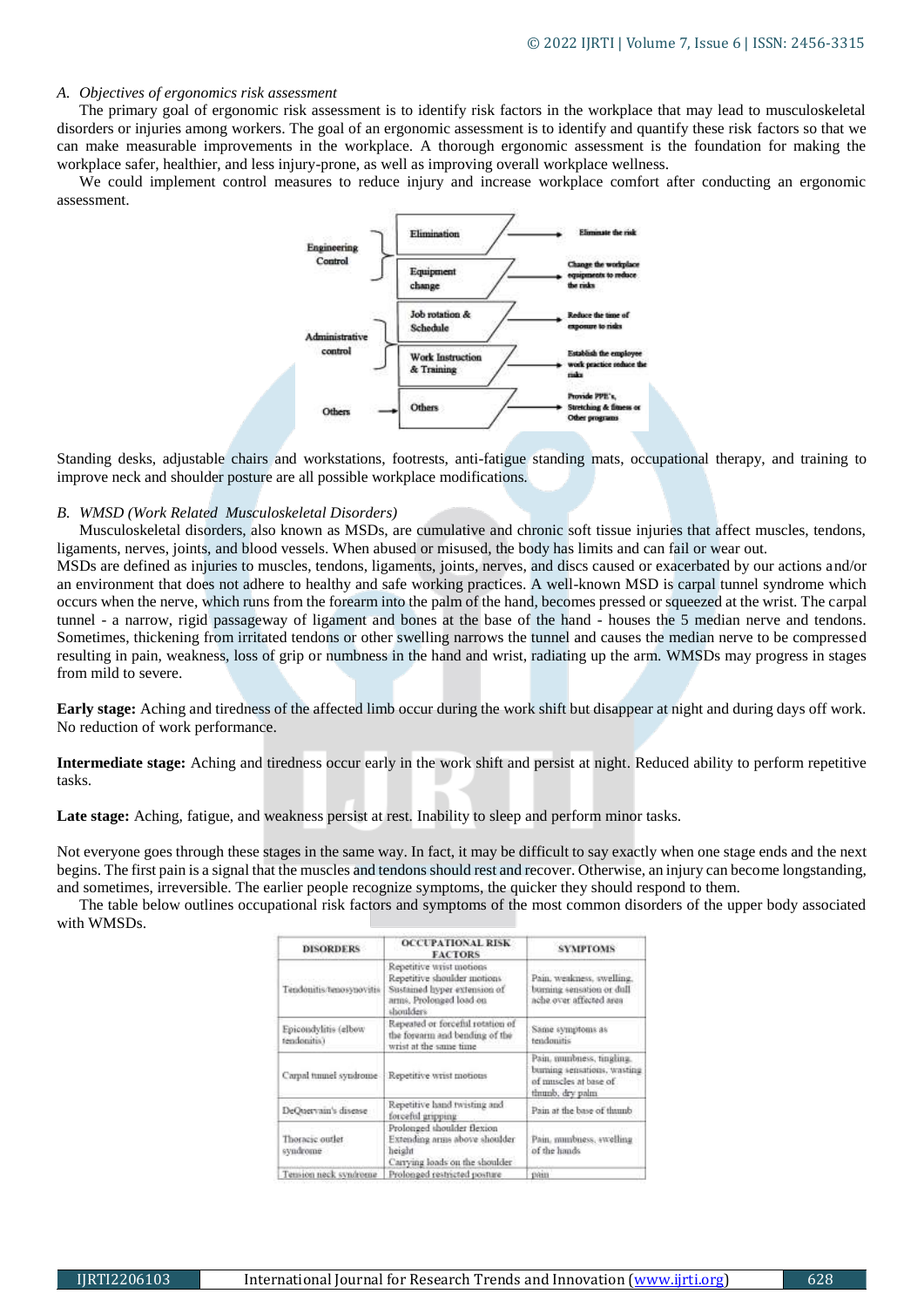### A. *Objectives of ergonomics risk assessment*

The primary goal of ergonomic risk assessment is to identify risk factors in the workplace that may lead to musculoskeletal disorders or injuries among workers. The goal of an ergonomic assessment is to identify and quantify these risk factors so that we can make measurable improvements in the workplace. A thorough ergonomic assessment is the foundation for making the workplace safer, healthier, and less injury-prone, as well as improving overall workplace wellness.

We could implement control measures to reduce injury and increase workplace comfort after conducting an ergonomic assessment.

| Control | Measure | Purpose |
|---|---|---|
| Engineering Control | Elimination | Eliminate the risk |
| | Equipment change | Change the workplace equipments to reduce the risks |
| Administrative control | Job rotation & Schedule | Reduce the time of exposure to risks |
| | Work Instruction & Training | Establish the employee work practice reduce the risks |
| Others | Others | Provide PPE's, Stretching & fitness or Other programs |

Standing desks, adjustable chairs and workstations, footrests, anti-fatigue standing mats, occupational therapy, and training to improve neck and shoulder posture are all possible workplace modifications.

### B. *WMSD (Work Related Musculoskeletal Disorders)*

Musculoskeletal disorders, also known as MSDs, are cumulative and chronic soft tissue injuries that affect muscles, tendons, ligaments, nerves, joints, and blood vessels. When abused or misused, the body has limits and can fail or wear out.

MSDs are defined as injuries to muscles, tendons, ligaments, joints, nerves, and discs caused or exacerbated by our actions and/or an environment that does not adhere to healthy and safe working practices. A well-known MSD is carpal tunnel syndrome which occurs when the nerve, which runs from the forearm into the palm of the hand, becomes pressed or squeezed at the wrist. The carpal tunnel - a narrow, rigid passageway of ligament and bones at the base of the hand - houses the 5 median nerve and tendons. Sometimes, thickening from irritated tendons or other swelling narrows the tunnel and causes the median nerve to be compressed resulting in pain, weakness, loss of grip or numbness in the hand and wrist, radiating up the arm. WMSDs may progress in stages from mild to severe.

**Early stage:** Aching and tiredness of the affected limb occur during the work shift but disappear at night and during days off work. No reduction of work performance.

**Intermediate stage:** Aching and tiredness occur early in the work shift and persist at night. Reduced ability to perform repetitive tasks.

**Late stage:** Aching, fatigue, and weakness persist at rest. Inability to sleep and perform minor tasks.

Not everyone goes through these stages in the same way. In fact, it may be difficult to say exactly when one stage ends and the next begins. The first pain is a signal that the muscles and tendons should rest and recover. Otherwise, an injury can become longstanding, and sometimes, irreversible. The earlier people recognize symptoms, the quicker they should respond to them.

The table below outlines occupational risk factors and symptoms of the most common disorders of the upper body associated with WMSDs.

| DISORDERS | OCCUPATIONAL RISK FACTORS | SYMPTOMS |
|---|---|---|
| Tendonitis/tenosynovitis | Repetitive wrist motions Repetitive shoulder motions Sustained hyper extension of arms, Prolonged load on shoulders | Pain, weakness, swelling, burning sensation or dull ache over affected area |
| Epicondylitis (elbow tendonitis) | Repeated or forceful rotation of the forearm and bending of the wrist at the same time | Same symptoms as tendonitis |
| Carpal tunnel syndrome | Repetitive wrist motions | Pain, numbness, tingling, burning sensations, wasting of muscles at base of thumb, dry palm |
| DeQuervain's disease | Repetitive hand twisting and forceful gripping | Pain at the base of thumb |
| Thoracic outlet syndrome | Prolonged shoulder flexion Extending arms above shoulder height Carrying loads on the shoulder | Pain, numbness, swelling of the hands |
| Tension neck syndrome | Prolonged restricted posture | pain |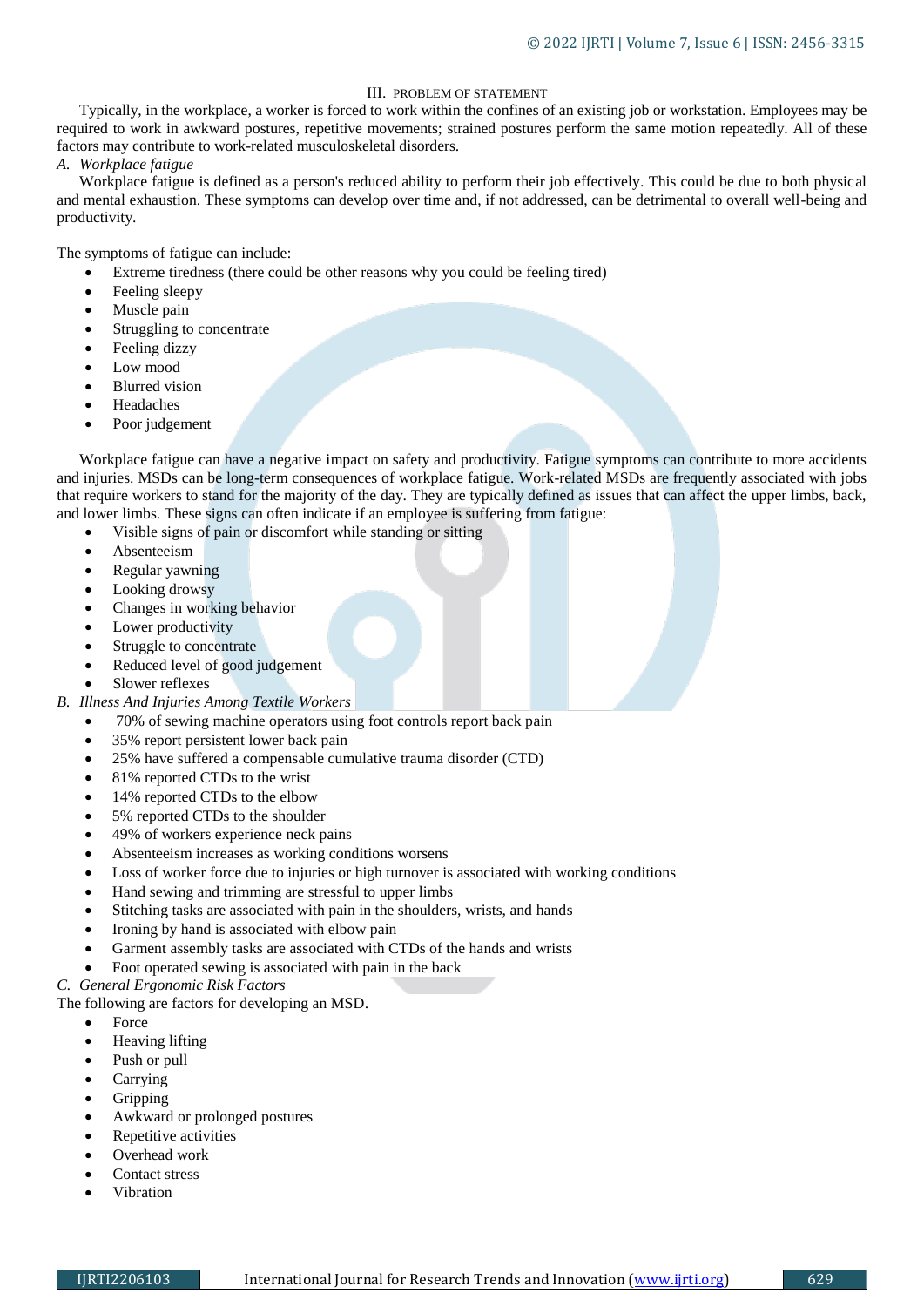## III. PROBLEM OF STATEMENT

Typically, in the workplace, a worker is forced to work within the confines of an existing job or workstation. Employees may be required to work in awkward postures, repetitive movements; strained postures perform the same motion repeatedly. All of these factors may contribute to work-related musculoskeletal disorders.

### *A. Workplace fatigue*

Workplace fatigue is defined as a person's reduced ability to perform their job effectively. This could be due to both physical and mental exhaustion. These symptoms can develop over time and, if not addressed, can be detrimental to overall well-being and productivity.

The symptoms of fatigue can include:

- Extreme tiredness (there could be other reasons why you could be feeling tired)
- Feeling sleepy
- Muscle pain
- Struggling to concentrate
- Feeling dizzy
- Low mood
- Blurred vision
- Headaches
- Poor judgement

Workplace fatigue can have a negative impact on safety and productivity. Fatigue symptoms can contribute to more accidents and injuries. MSDs can be long-term consequences of workplace fatigue. Work-related MSDs are frequently associated with jobs that require workers to stand for the majority of the day. They are typically defined as issues that can affect the upper limbs, back, and lower limbs. These signs can often indicate if an employee is suffering from fatigue:

- Visible signs of pain or discomfort while standing or sitting
- Absenteeism
- Regular yawning
- Looking drowsy
- Changes in working behavior
- Lower productivity
- Struggle to concentrate
- Reduced level of good judgement
- Slower reflexes

### *B. Illness And Injuries Among Textile Workers*

- 70% of sewing machine operators using foot controls report back pain
- 35% report persistent lower back pain
- 25% have suffered a compensable cumulative trauma disorder (CTD)
- 81% reported CTDs to the wrist
- 14% reported CTDs to the elbow
- 5% reported CTDs to the shoulder
- 49% of workers experience neck pains
- Absenteeism increases as working conditions worsens
- Loss of worker force due to injuries or high turnover is associated with working conditions
- Hand sewing and trimming are stressful to upper limbs
- Stitching tasks are associated with pain in the shoulders, wrists, and hands
- Ironing by hand is associated with elbow pain
- Garment assembly tasks are associated with CTDs of the hands and wrists
- Foot operated sewing is associated with pain in the back

### *C. General Ergonomic Risk Factors*

The following are factors for developing an MSD.

- Force
- Heaving lifting
- Push or pull
- Carrying
- Gripping
- Awkward or prolonged postures
- Repetitive activities
- Overhead work
- Contact stress
- Vibration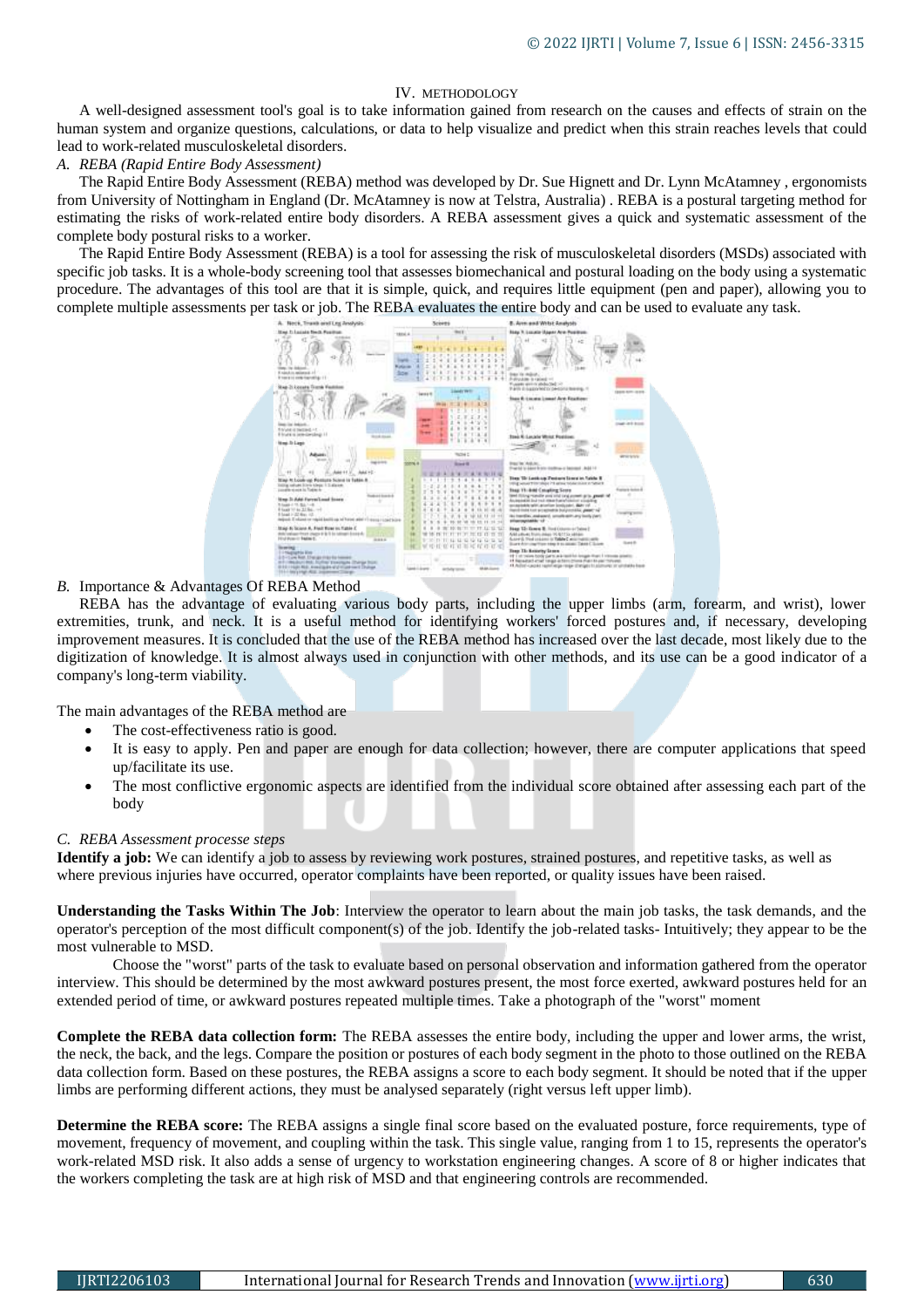## IV. METHODOLOGY

A well-designed assessment tool's goal is to take information gained from research on the causes and effects of strain on the human system and organize questions, calculations, or data to help visualize and predict when this strain reaches levels that could lead to work-related musculoskeletal disorders.

### *A. REBA (Rapid Entire Body Assessment)*

The Rapid Entire Body Assessment (REBA) method was developed by Dr. Sue Hignett and Dr. Lynn McAtamney , ergonomists from University of Nottingham in England (Dr. McAtamney is now at Telstra, Australia) . REBA is a postural targeting method for estimating the risks of work-related entire body disorders. A REBA assessment gives a quick and systematic assessment of the complete body postural risks to a worker.

The Rapid Entire Body Assessment (REBA) is a tool for assessing the risk of musculoskeletal disorders (MSDs) associated with specific job tasks. It is a whole-body screening tool that assesses biomechanical and postural loading on the body using a systematic procedure. The advantages of this tool are that it is simple, quick, and requires little equipment (pen and paper), allowing you to complete multiple assessments per task or job. The REBA evaluates the entire body and can be used to evaluate any task.

### *B. Importance & Advantages Of REBA Method*

REBA has the advantage of evaluating various body parts, including the upper limbs (arm, forearm, and wrist), lower extremities, trunk, and neck. It is a useful method for identifying workers' forced postures and, if necessary, developing improvement measures. It is concluded that the use of the REBA method has increased over the last decade, most likely due to the digitization of knowledge. It is almost always used in conjunction with other methods, and its use can be a good indicator of a company's long-term viability.

The main advantages of the REBA method are

- The cost-effectiveness ratio is good.
- It is easy to apply. Pen and paper are enough for data collection; however, there are computer applications that speed up/facilitate its use.
- The most conflictive ergonomic aspects are identified from the individual score obtained after assessing each part of the body

### *C. REBA Assessment processe steps*

**Identify a job:** We can identify a job to assess by reviewing work postures, strained postures, and repetitive tasks, as well as where previous injuries have occurred, operator complaints have been reported, or quality issues have been raised.

**Understanding the Tasks Within The Job**: Interview the operator to learn about the main job tasks, the task demands, and the operator's perception of the most difficult component(s) of the job. Identify the job-related tasks- Intuitively; they appear to be the most vulnerable to MSD.

Choose the "worst" parts of the task to evaluate based on personal observation and information gathered from the operator interview. This should be determined by the most awkward postures present, the most force exerted, awkward postures held for an extended period of time, or awkward postures repeated multiple times. Take a photograph of the "worst" moment

**Complete the REBA data collection form:** The REBA assesses the entire body, including the upper and lower arms, the wrist, the neck, the back, and the legs. Compare the position or postures of each body segment in the photo to those outlined on the REBA data collection form. Based on these postures, the REBA assigns a score to each body segment. It should be noted that if the upper limbs are performing different actions, they must be analysed separately (right versus left upper limb).

**Determine the REBA score:** The REBA assigns a single final score based on the evaluated posture, force requirements, type of movement, frequency of movement, and coupling within the task. This single value, ranging from 1 to 15, represents the operator's work-related MSD risk. It also adds a sense of urgency to workstation engineering changes. A score of 8 or higher indicates that the workers completing the task are at high risk of MSD and that engineering controls are recommended.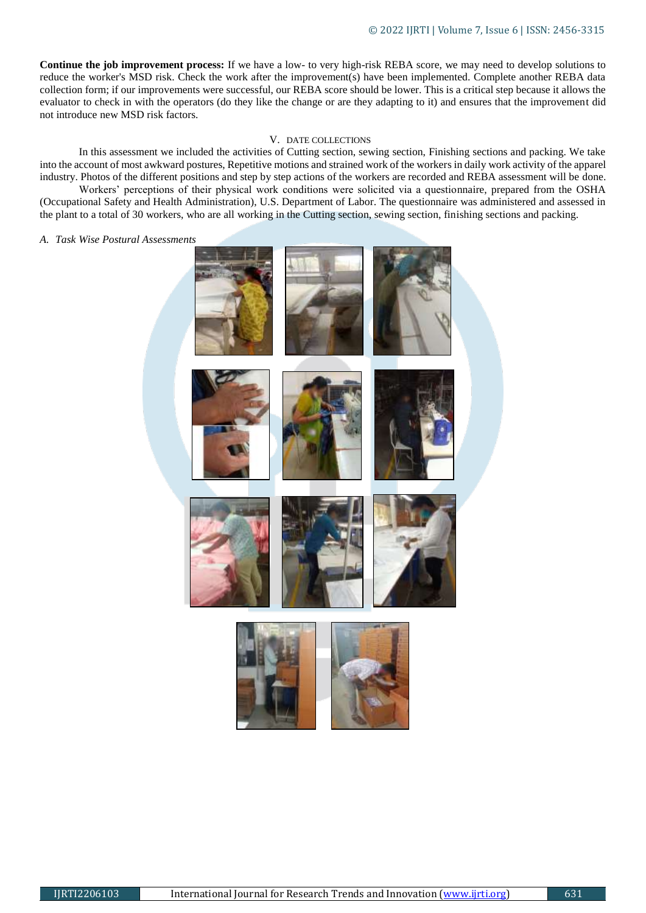**Continue the job improvement process:** If we have a low- to very high-risk REBA score, we may need to develop solutions to reduce the worker's MSD risk. Check the work after the improvement(s) have been implemented. Complete another REBA data collection form; if our improvements were successful, our REBA score should be lower. This is a critical step because it allows the evaluator to check in with the operators (do they like the change or are they adapting to it) and ensures that the improvement did not introduce new MSD risk factors.

## V. DATE COLLECTIONS

In this assessment we included the activities of Cutting section, sewing section, Finishing sections and packing. We take into the account of most awkward postures, Repetitive motions and strained work of the workers in daily work activity of the apparel industry. Photos of the different positions and step by step actions of the workers are recorded and REBA assessment will be done.

Workers' perceptions of their physical work conditions were solicited via a questionnaire, prepared from the OSHA (Occupational Safety and Health Administration), U.S. Department of Labor. The questionnaire was administered and assessed in the plant to a total of 30 workers, who are all working in the Cutting section, sewing section, finishing sections and packing.

### *A. Task Wise Postural Assessments*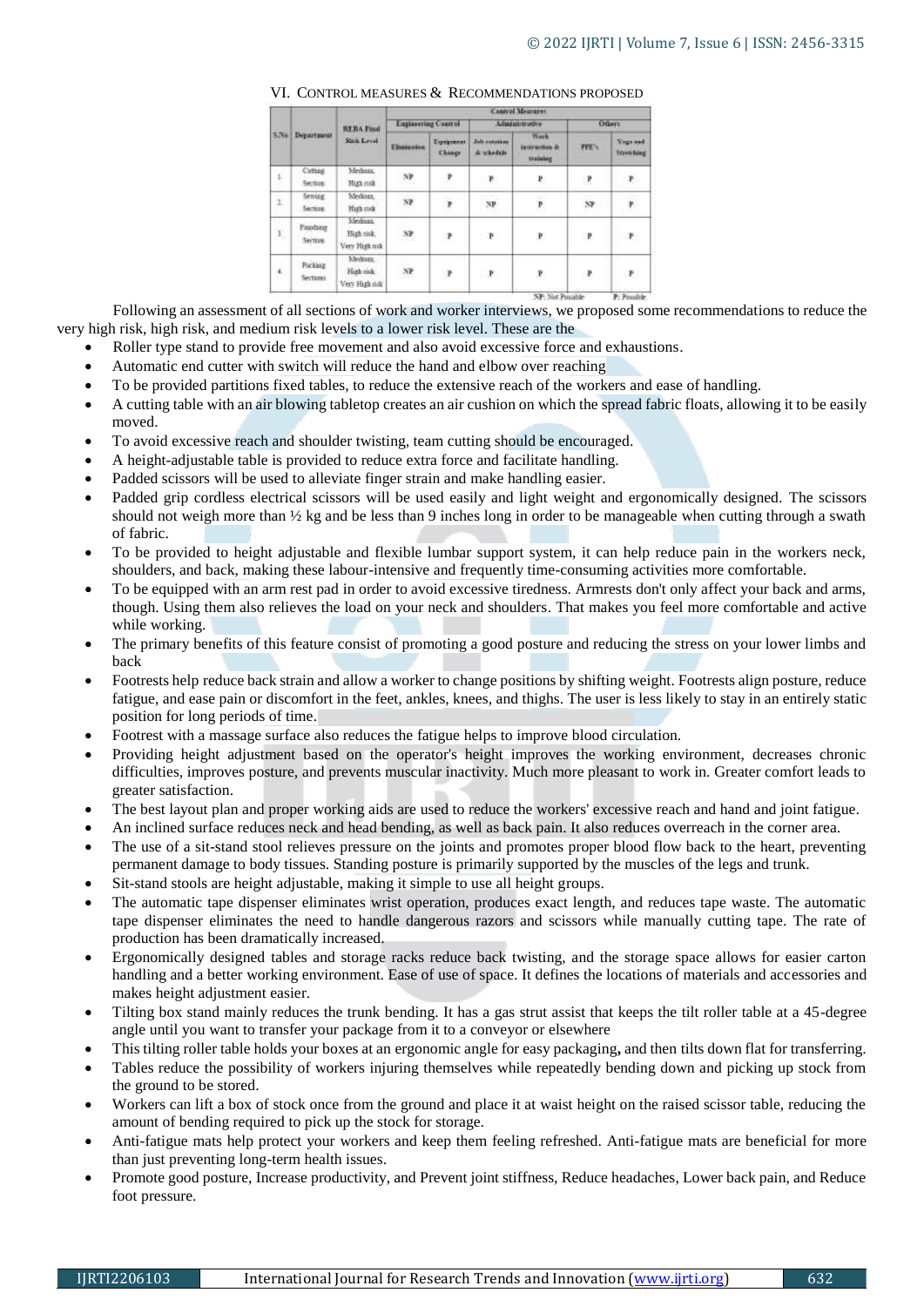## VI. Control Measures & Recommendations Proposed

| S.No | Department | REBA Final Risk Level | Control Measures | | | | | |
|---|---|---|---|---|---|---|---|---|
| | | | Engineering Control | | Administrative | | Others | |
| | | | Elimination | Equipment Change | Job rotation & schedule | Work instruction & training | PPE's | Yoga and Stretching |
| 1. | Cutting Section | Medium, High risk | NP | P | P | P | P | P |
| 2. | Sewing Section | Medium, High risk | NP | P | NP | P | NP | P |
| 3. | Finishing Section | Medium, High risk, Very High risk | NP | P | P | P | P | P |
| 4. | Packing Sections | Medium, High risk, Very High risk | NP | P | P | P | P | P |

NP: Not Possible P: Possible

Following an assessment of all sections of work and worker interviews, we proposed some recommendations to reduce the very high risk, high risk, and medium risk levels to a lower risk level. These are the

- Roller type stand to provide free movement and also avoid excessive force and exhaustions.
- Automatic end cutter with switch will reduce the hand and elbow over reaching
- To be provided partitions fixed tables, to reduce the extensive reach of the workers and ease of handling.
- A cutting table with an air blowing tabletop creates an air cushion on which the spread fabric floats, allowing it to be easily moved.
- To avoid excessive reach and shoulder twisting, team cutting should be encouraged.
- A height-adjustable table is provided to reduce extra force and facilitate handling.
- Padded scissors will be used to alleviate finger strain and make handling easier.
- Padded grip cordless electrical scissors will be used easily and light weight and ergonomically designed. The scissors should not weigh more than ½ kg and be less than 9 inches long in order to be manageable when cutting through a swath of fabric.
- To be provided to height adjustable and flexible lumbar support system, it can help reduce pain in the workers neck, shoulders, and back, making these labour-intensive and frequently time-consuming activities more comfortable.
- To be equipped with an arm rest pad in order to avoid excessive tiredness. Armrests don't only affect your back and arms, though. Using them also relieves the load on your neck and shoulders. That makes you feel more comfortable and active while working.
- The primary benefits of this feature consist of promoting a good posture and reducing the stress on your lower limbs and back
- Footrests help reduce back strain and allow a worker to change positions by shifting weight. Footrests align posture, reduce fatigue, and ease pain or discomfort in the feet, ankles, knees, and thighs. The user is less likely to stay in an entirely static position for long periods of time.
- Footrest with a massage surface also reduces the fatigue helps to improve blood circulation.
- Providing height adjustment based on the operator's height improves the working environment, decreases chronic difficulties, improves posture, and prevents muscular inactivity. Much more pleasant to work in. Greater comfort leads to greater satisfaction.
- The best layout plan and proper working aids are used to reduce the workers' excessive reach and hand and joint fatigue.
- An inclined surface reduces neck and head bending, as well as back pain. It also reduces overreach in the corner area.
- The use of a sit-stand stool relieves pressure on the joints and promotes proper blood flow back to the heart, preventing permanent damage to body tissues. Standing posture is primarily supported by the muscles of the legs and trunk.
- Sit-stand stools are height adjustable, making it simple to use all height groups.
- The automatic tape dispenser eliminates wrist operation, produces exact length, and reduces tape waste. The automatic tape dispenser eliminates the need to handle dangerous razors and scissors while manually cutting tape. The rate of production has been dramatically increased.
- Ergonomically designed tables and storage racks reduce back twisting, and the storage space allows for easier carton handling and a better working environment. Ease of use of space. It defines the locations of materials and accessories and makes height adjustment easier.
- Tilting box stand mainly reduces the trunk bending. It has a gas strut assist that keeps the tilt roller table at a 45-degree angle until you want to transfer your package from it to a conveyor or elsewhere
- This tilting roller table holds your boxes at an ergonomic angle for easy packaging**,** and then tilts down flat for transferring.
- Tables reduce the possibility of workers injuring themselves while repeatedly bending down and picking up stock from the ground to be stored.
- Workers can lift a box of stock once from the ground and place it at waist height on the raised scissor table, reducing the amount of bending required to pick up the stock for storage.
- Anti-fatigue mats help protect your workers and keep them feeling refreshed. Anti-fatigue mats are beneficial for more than just preventing long-term health issues.
- Promote good posture, Increase productivity, and Prevent joint stiffness, Reduce headaches, Lower back pain, and Reduce foot pressure.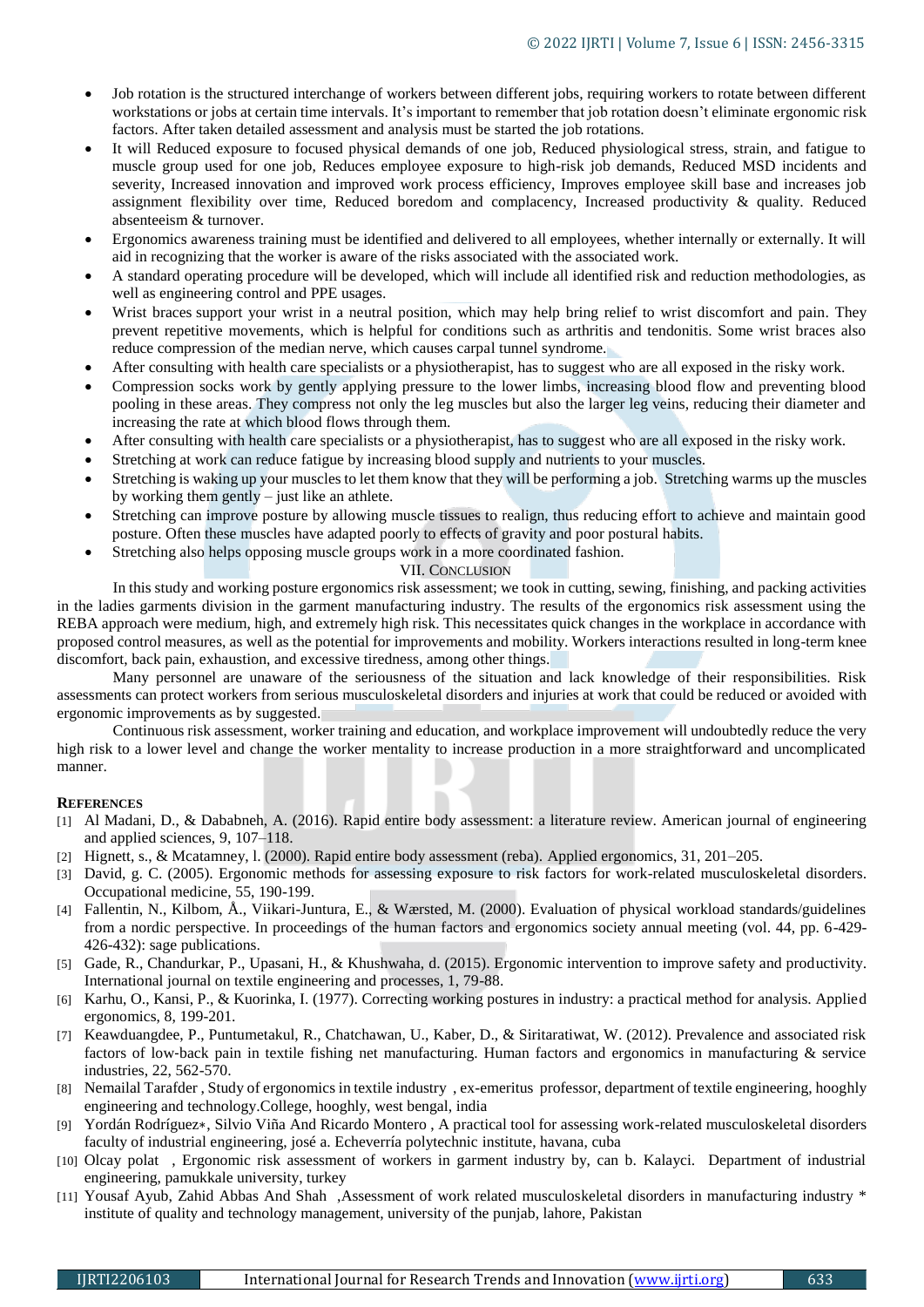- Job rotation is the structured interchange of workers between different jobs, requiring workers to rotate between different workstations or jobs at certain time intervals. It's important to remember that job rotation doesn't eliminate ergonomic risk factors. After taken detailed assessment and analysis must be started the job rotations.
- It will Reduced exposure to focused physical demands of one job, Reduced physiological stress, strain, and fatigue to muscle group used for one job, Reduces employee exposure to high-risk job demands, Reduced MSD incidents and severity, Increased innovation and improved work process efficiency, Improves employee skill base and increases job assignment flexibility over time, Reduced boredom and complacency, Increased productivity & quality. Reduced absenteeism & turnover.
- Ergonomics awareness training must be identified and delivered to all employees, whether internally or externally. It will aid in recognizing that the worker is aware of the risks associated with the associated work.
- A standard operating procedure will be developed, which will include all identified risk and reduction methodologies, as well as engineering control and PPE usages.
- Wrist braces support your wrist in a neutral position, which may help bring relief to wrist discomfort and pain. They prevent repetitive movements, which is helpful for conditions such as arthritis and tendonitis. Some wrist braces also reduce compression of the median nerve, which causes carpal tunnel syndrome.
- After consulting with health care specialists or a physiotherapist, has to suggest who are all exposed in the risky work.
- Compression socks work by gently applying pressure to the lower limbs, increasing blood flow and preventing blood pooling in these areas. They compress not only the leg muscles but also the larger leg veins, reducing their diameter and increasing the rate at which blood flows through them.
- After consulting with health care specialists or a physiotherapist, has to suggest who are all exposed in the risky work.
- Stretching at work can reduce fatigue by increasing blood supply and nutrients to your muscles.
- Stretching is waking up your muscles to let them know that they will be performing a job. Stretching warms up the muscles by working them gently – just like an athlete.
- Stretching can improve posture by allowing muscle tissues to realign, thus reducing effort to achieve and maintain good posture. Often these muscles have adapted poorly to effects of gravity and poor postural habits.
- Stretching also helps opposing muscle groups work in a more coordinated fashion.

## VII. Conclusion

In this study and working posture ergonomics risk assessment; we took in cutting, sewing, finishing, and packing activities in the ladies garments division in the garment manufacturing industry. The results of the ergonomics risk assessment using the REBA approach were medium, high, and extremely high risk. This necessitates quick changes in the workplace in accordance with proposed control measures, as well as the potential for improvements and mobility. Workers interactions resulted in long-term knee discomfort, back pain, exhaustion, and excessive tiredness, among other things.

Many personnel are unaware of the seriousness of the situation and lack knowledge of their responsibilities. Risk assessments can protect workers from serious musculoskeletal disorders and injuries at work that could be reduced or avoided with ergonomic improvements as by suggested.

Continuous risk assessment, worker training and education, and workplace improvement will undoubtedly reduce the very high risk to a lower level and change the worker mentality to increase production in a more straightforward and uncomplicated manner.

## References

[1] Al Madani, D., & Dababneh, A. (2016). Rapid entire body assessment: a literature review. American journal of engineering and applied sciences, 9, 107–118.

[2] Hignett, s., & Mcatamney, l. (2000). Rapid entire body assessment (reba). Applied ergonomics, 31, 201–205.

[3] David, g. C. (2005). Ergonomic methods for assessing exposure to risk factors for work-related musculoskeletal disorders. Occupational medicine, 55, 190-199.

[4] Fallentin, N., Kilbom, Å., Viikari-Juntura, E., & Wærsted, M. (2000). Evaluation of physical workload standards/guidelines from a nordic perspective. In proceedings of the human factors and ergonomics society annual meeting (vol. 44, pp. 6-429-426-432): sage publications.

[5] Gade, R., Chandurkar, P., Upasani, H., & Khushwaha, d. (2015). Ergonomic intervention to improve safety and productivity. International journal on textile engineering and processes, 1, 79-88.

[6] Karhu, O., Kansi, P., & Kuorinka, I. (1977). Correcting working postures in industry: a practical method for analysis. Applied ergonomics, 8, 199-201.

[7] Keawduangdee, P., Puntumetakul, R., Chatchawan, U., Kaber, D., & Siritaratiwat, W. (2012). Prevalence and associated risk factors of low-back pain in textile fishing net manufacturing. Human factors and ergonomics in manufacturing & service industries, 22, 562-570.

[8] Nemailal Tarafder , Study of ergonomics in textile industry , ex-emeritus professor, department of textile engineering, hooghly engineering and technology.College, hooghly, west bengal, india

[9] Yordán Rodríguez∗, Silvio Viña And Ricardo Montero , A practical tool for assessing work-related musculoskeletal disorders faculty of industrial engineering, josé a. Echeverría polytechnic institute, havana, cuba

[10] Olcay polat , Ergonomic risk assessment of workers in garment industry by, can b. Kalayci. Department of industrial engineering, pamukkale university, turkey

[11] Yousaf Ayub, Zahid Abbas And Shah ,Assessment of work related musculoskeletal disorders in manufacturing industry * institute of quality and technology management, university of the punjab, lahore, Pakistan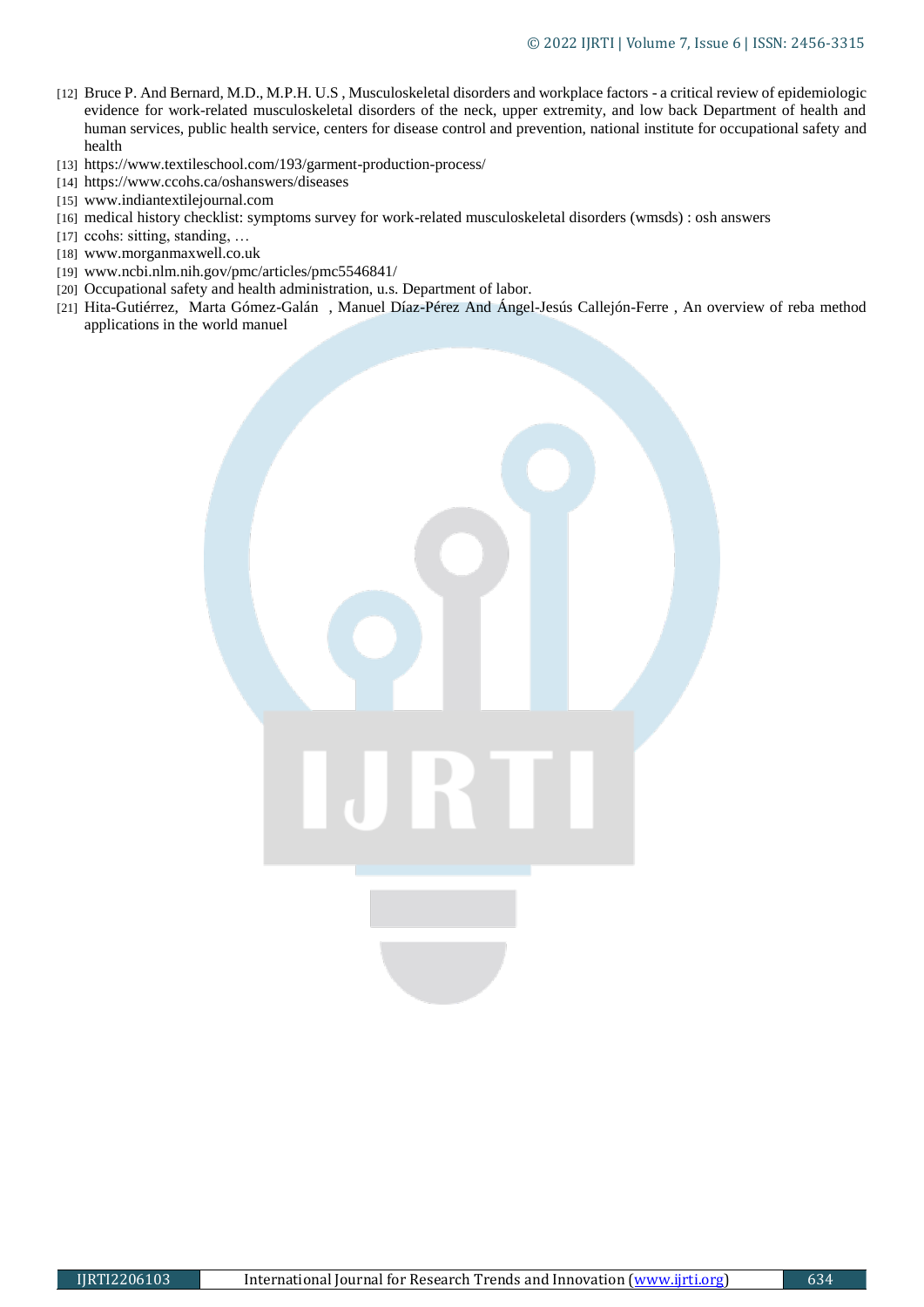[12] Bruce P. And Bernard, M.D., M.P.H. U.S , Musculoskeletal disorders and workplace factors - a critical review of epidemiologic evidence for work-related musculoskeletal disorders of the neck, upper extremity, and low back Department of health and human services, public health service, centers for disease control and prevention, national institute for occupational safety and health

[13] https://www.textileschool.com/193/garment-production-process/

[14] https://www.ccohs.ca/oshanswers/diseases

[15] www.indiantextilejournal.com

[16] medical history checklist: symptoms survey for work-related musculoskeletal disorders (wmsds) : osh answers

[17] ccohs: sitting, standing, …

[18] www.morganmaxwell.co.uk

[19] www.ncbi.nlm.nih.gov/pmc/articles/pmc5546841/

[20] Occupational safety and health administration, u.s. Department of labor.

[21] Hita-Gutiérrez, Marta Gómez-Galán , Manuel Díaz-Pérez And Ángel-Jesús Callejón-Ferre , An overview of reba method applications in the world manuel